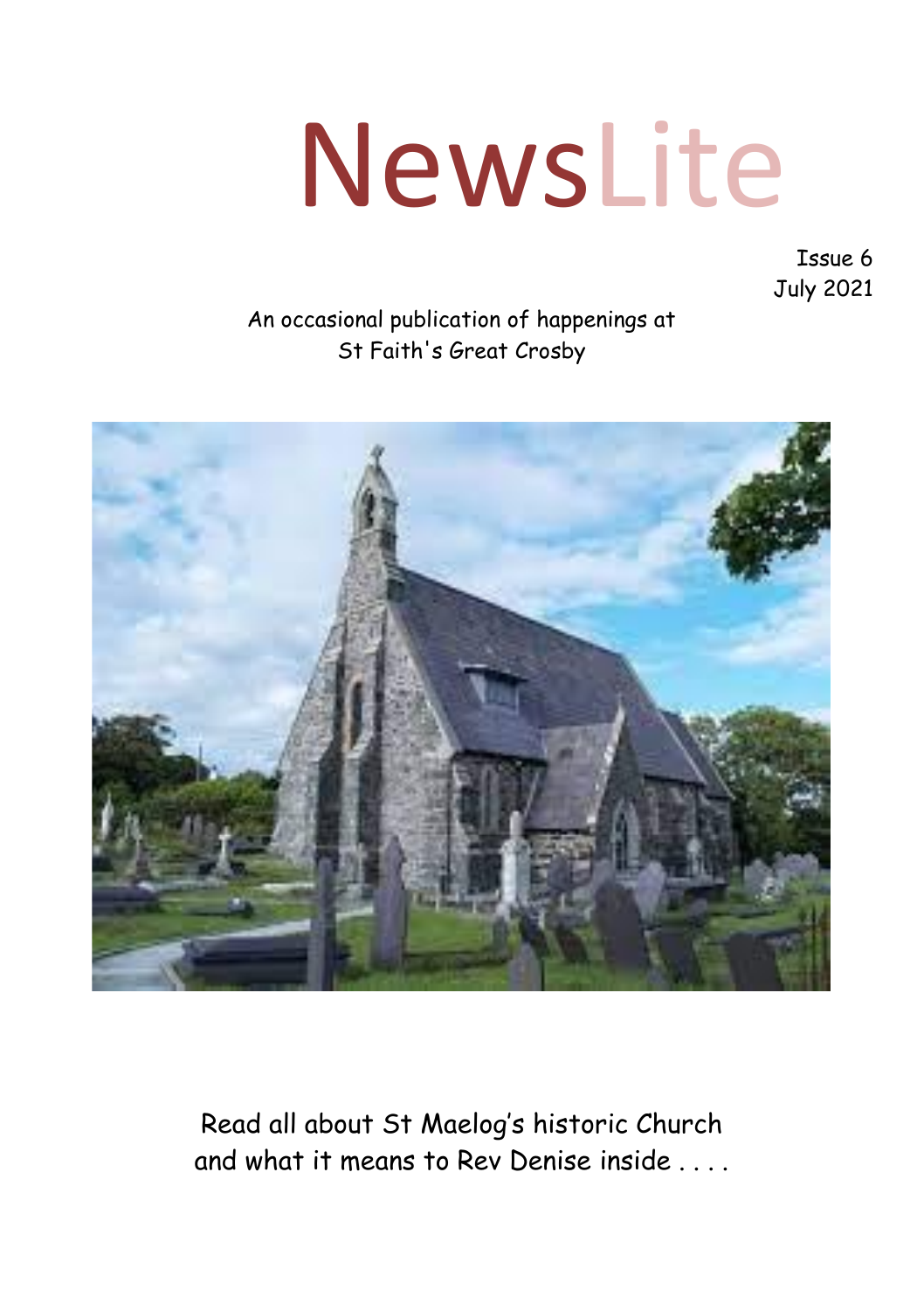# NewsLite

Issue 6
July 2021

An occasional publication of happenings at
St Faith's Great Crosby

Read all about St Maelog's historic Church
and what it means to Rev Denise inside . . . .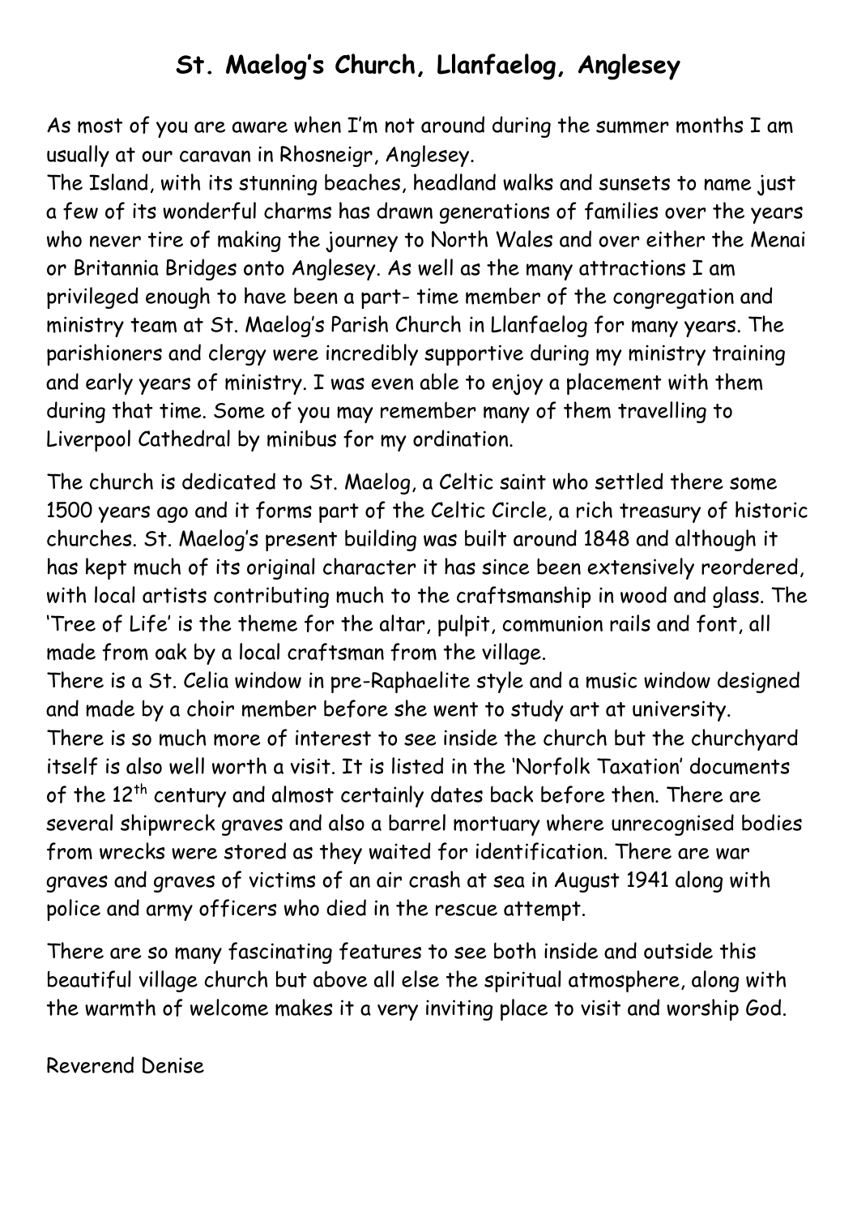# St. Maelog's Church, Llanfaelog, Anglesey

As most of you are aware when I'm not around during the summer months I am usually at our caravan in Rhosneigr, Anglesey.

The Island, with its stunning beaches, headland walks and sunsets to name just a few of its wonderful charms has drawn generations of families over the years who never tire of making the journey to North Wales and over either the Menai or Britannia Bridges onto Anglesey. As well as the many attractions I am privileged enough to have been a part- time member of the congregation and ministry team at St. Maelog's Parish Church in Llanfaelog for many years. The parishioners and clergy were incredibly supportive during my ministry training and early years of ministry. I was even able to enjoy a placement with them during that time. Some of you may remember many of them travelling to Liverpool Cathedral by minibus for my ordination.

The church is dedicated to St. Maelog, a Celtic saint who settled there some 1500 years ago and it forms part of the Celtic Circle, a rich treasury of historic churches. St. Maelog's present building was built around 1848 and although it has kept much of its original character it has since been extensively reordered, with local artists contributing much to the craftsmanship in wood and glass. The 'Tree of Life' is the theme for the altar, pulpit, communion rails and font, all made from oak by a local craftsman from the village.

There is a St. Celia window in pre-Raphaelite style and a music window designed and made by a choir member before she went to study art at university.

There is so much more of interest to see inside the church but the churchyard itself is also well worth a visit. It is listed in the 'Norfolk Taxation' documents of the 12th century and almost certainly dates back before then. There are several shipwreck graves and also a barrel mortuary where unrecognised bodies from wrecks were stored as they waited for identification. There are war graves and graves of victims of an air crash at sea in August 1941 along with police and army officers who died in the rescue attempt.

There are so many fascinating features to see both inside and outside this beautiful village church but above all else the spiritual atmosphere, along with the warmth of welcome makes it a very inviting place to visit and worship God.

Reverend Denise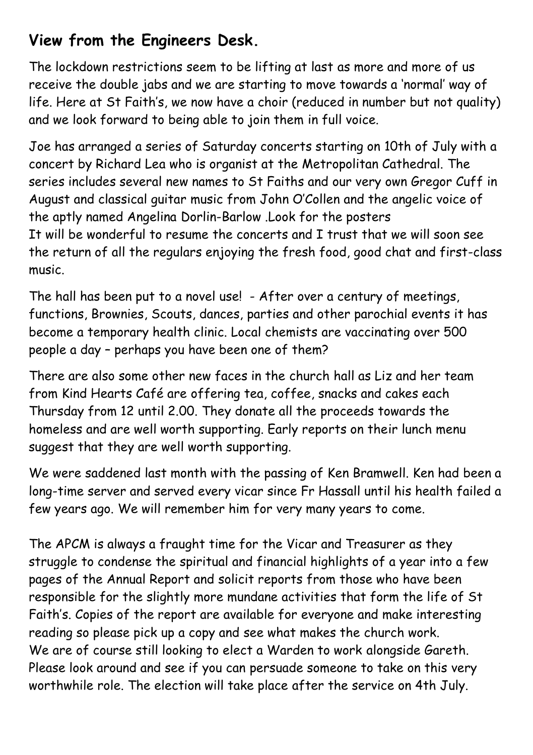## View from the Engineers Desk.

The lockdown restrictions seem to be lifting at last as more and more of us receive the double jabs and we are starting to move towards a 'normal' way of life. Here at St Faith's, we now have a choir (reduced in number but not quality) and we look forward to being able to join them in full voice.

Joe has arranged a series of Saturday concerts starting on 10th of July with a concert by Richard Lea who is organist at the Metropolitan Cathedral. The series includes several new names to St Faiths and our very own Gregor Cuff in August and classical guitar music from John O'Collen and the angelic voice of the aptly named Angelina Dorlin-Barlow .Look for the posters
It will be wonderful to resume the concerts and I trust that we will soon see the return of all the regulars enjoying the fresh food, good chat and first-class music.

The hall has been put to a novel use! - After over a century of meetings, functions, Brownies, Scouts, dances, parties and other parochial events it has become a temporary health clinic. Local chemists are vaccinating over 500 people a day – perhaps you have been one of them?

There are also some other new faces in the church hall as Liz and her team from Kind Hearts Café are offering tea, coffee, snacks and cakes each Thursday from 12 until 2.00. They donate all the proceeds towards the homeless and are well worth supporting. Early reports on their lunch menu suggest that they are well worth supporting.

We were saddened last month with the passing of Ken Bramwell. Ken had been a long-time server and served every vicar since Fr Hassall until his health failed a few years ago. We will remember him for very many years to come.

The APCM is always a fraught time for the Vicar and Treasurer as they struggle to condense the spiritual and financial highlights of a year into a few pages of the Annual Report and solicit reports from those who have been responsible for the slightly more mundane activities that form the life of St Faith's. Copies of the report are available for everyone and make interesting reading so please pick up a copy and see what makes the church work.
We are of course still looking to elect a Warden to work alongside Gareth. Please look around and see if you can persuade someone to take on this very worthwhile role. The election will take place after the service on 4th July.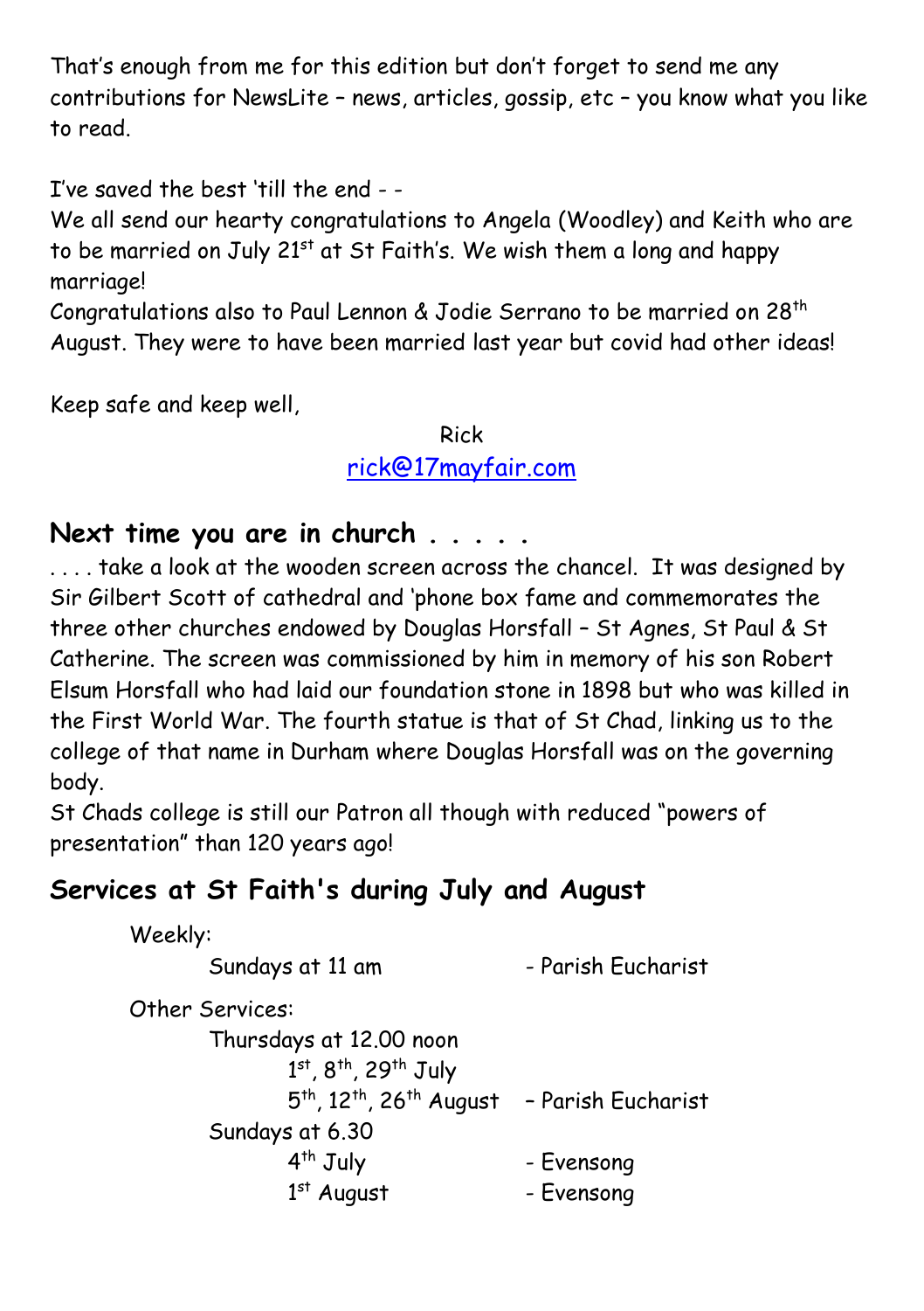That's enough from me for this edition but don't forget to send me any contributions for NewsLite – news, articles, gossip, etc – you know what you like to read.

I've saved the best 'till the end - -
We all send our hearty congratulations to Angela (Woodley) and Keith who are to be married on July 21st at St Faith's. We wish them a long and happy marriage!
Congratulations also to Paul Lennon & Jodie Serrano to be married on 28th August. They were to have been married last year but covid had other ideas!

Keep safe and keep well,

Rick
rick@17mayfair.com

## Next time you are in church . . . . .

. . . . take a look at the wooden screen across the chancel. It was designed by Sir Gilbert Scott of cathedral and 'phone box fame and commemorates the three other churches endowed by Douglas Horsfall – St Agnes, St Paul & St Catherine. The screen was commissioned by him in memory of his son Robert Elsum Horsfall who had laid our foundation stone in 1898 but who was killed in the First World War. The fourth statue is that of St Chad, linking us to the college of that name in Durham where Douglas Horsfall was on the governing body.
St Chads college is still our Patron all though with reduced "powers of presentation" than 120 years ago!

## Services at St Faith's during July and August

Weekly:

| | |
|---|---|
| Sundays at 11 am | - Parish Eucharist |

Other Services:

| | |
|---|---|
| Thursdays at 12.00 noon | |
| 1st, 8th, 29th July | |
| 5th, 12th, 26th August | – Parish Eucharist |
| Sundays at 6.30 | |
| 4th July | - Evensong |
| 1st August | - Evensong |